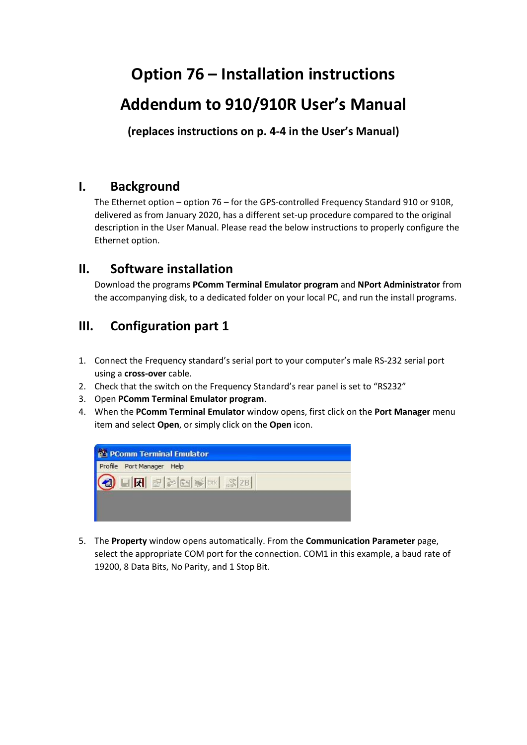# Option 76 – Installation instructions

# Addendum to 910/910R User's Manual

**(replaces instructions on p. 4-4 in the User's Manual)**

## I. Background

The Ethernet option – option 76 – for the GPS-controlled Frequency Standard 910 or 910R, delivered as from January 2020, has a different set-up procedure compared to the original description in the User Manual. Please read the below instructions to properly configure the Ethernet option.

## II. Software installation

Download the programs **PComm Terminal Emulator program** and **NPort Administrator** from the accompanying disk, to a dedicated folder on your local PC, and run the install programs.

## III. Configuration part 1

1. Connect the Frequency standard's serial port to your computer's male RS-232 serial port using a **cross-over** cable.
2. Check that the switch on the Frequency Standard's rear panel is set to "RS232"
3. Open **PComm Terminal Emulator program**.
4. When the **PComm Terminal Emulator** window opens, first click on the **Port Manager** menu item and select **Open**, or simply click on the **Open** icon.

5. The **Property** window opens automatically. From the **Communication Parameter** page, select the appropriate COM port for the connection. COM1 in this example, a baud rate of 19200, 8 Data Bits, No Parity, and 1 Stop Bit.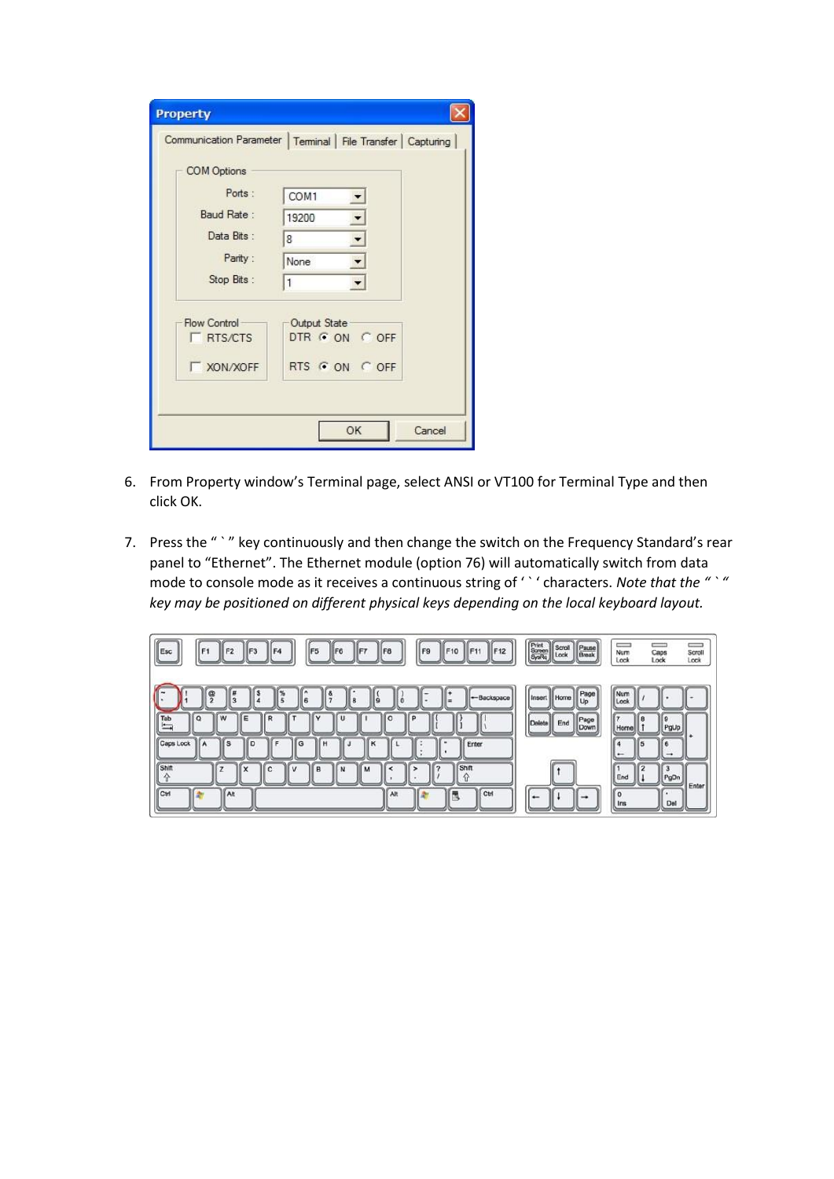6. From Property window's Terminal page, select ANSI or VT100 for Terminal Type and then click OK.

7. Press the " ` " key continuously and then change the switch on the Frequency Standard's rear panel to "Ethernet". The Ethernet module (option 76) will automatically switch from data mode to console mode as it receives a continuous string of ' ` ' characters. *Note that the " ` " key may be positioned on different physical keys depending on the local keyboard layout.*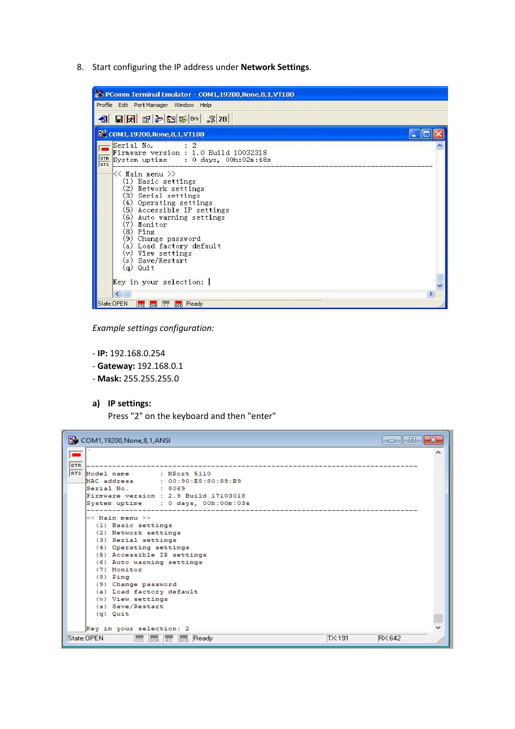8. Start configuring the IP address under **Network Settings**.

```
PComm Terminal Emulator - COM1,19200,None,8,1,VT100
Profile  Edit  Port Manager  Window  Help

COM1,19200,None,8,1,VT100
Serial No.        : 2
Firmware version  : 1.0 Build 10032318
System uptime     : 0 days, 00h:02m:48s
---------------------------------------------------------------------------
<< Main menu >>
  (1) Basic settings
  (2) Network settings
  (3) Serial settings
  (4) Operating settings
  (5) Accessible IP settings
  (6) Auto warning settings
  (7) Monitor
  (8) Ping
  (9) Change password
  (a) Load factory default
  (v) View settings
  (s) Save/Restart
  (q) Quit

Key in your selection:

State:OPEN   CTS DSR RI DCD   Ready
```

*Example settings configuration:*

- **IP:** 192.168.0.254
- **Gateway:** 192.168.0.1
- **Mask:** 255.255.255.0

**a) IP settings:**

Press "2" on the keyboard and then "enter"

```
COM1,19200,None,8,1,ANSI
---------------------------------------------------------------------------
Model name        : NPort 5110
MAC address       : 00:90:E8:80:89:B9
Serial No.        : 8069
Firmware version  : 2.9 Build 17103018
System uptime     : 0 days, 00h:00m:03s
---------------------------------------------------------------------------
<< Main menu >>
  (1) Basic settings
  (2) Network settings
  (3) Serial settings
  (4) Operating settings
  (5) Accessible IP settings
  (6) Auto warning settings
  (7) Monitor
  (8) Ping
  (9) Change password
  (a) Load factory default
  (v) View settings
  (s) Save/Restart
  (q) Quit

Key in your selection: 2

State:OPEN   CTS DSR RI DCD   Ready   TX:191   RX:642
```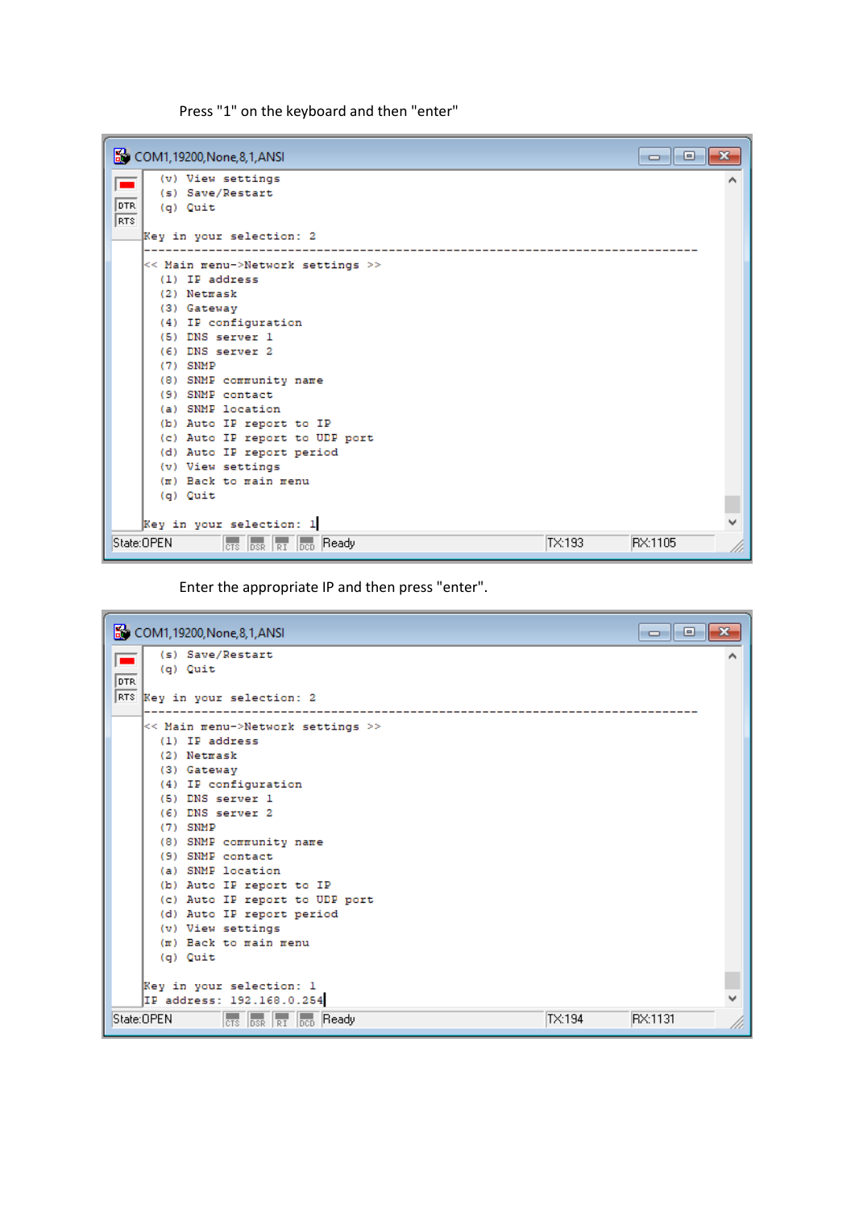Press "1" on the keyboard and then "enter"

```
COM1,19200,None,8,1,ANSI

  (v) View settings
  (s) Save/Restart
  (q) Quit

Key in your selection: 2
------------------------------------------------------------------------------
<< Main menu->Network settings >>
  (1) IP address
  (2) Netmask
  (3) Gateway
  (4) IP configuration
  (5) DNS server 1
  (6) DNS server 2
  (7) SNMP
  (8) SNMP community name
  (9) SNMP contact
  (a) SNMP location
  (b) Auto IP report to IP
  (c) Auto IP report to UDP port
  (d) Auto IP report period
  (v) View settings
  (m) Back to main menu
  (q) Quit

Key in your selection: 1

State:OPEN   CTS DSR RI DCD   Ready   TX:193   RX:1105
```

Enter the appropriate IP and then press "enter".

```
COM1,19200,None,8,1,ANSI

  (s) Save/Restart
  (q) Quit

Key in your selection: 2
------------------------------------------------------------------------------
<< Main menu->Network settings >>
  (1) IP address
  (2) Netmask
  (3) Gateway
  (4) IP configuration
  (5) DNS server 1
  (6) DNS server 2
  (7) SNMP
  (8) SNMP community name
  (9) SNMP contact
  (a) SNMP location
  (b) Auto IP report to IP
  (c) Auto IP report to UDP port
  (d) Auto IP report period
  (v) View settings
  (m) Back to main menu
  (q) Quit

Key in your selection: 1
IP address: 192.168.0.254

State:OPEN   CTS DSR RI DCD   Ready   TX:194   RX:1131
```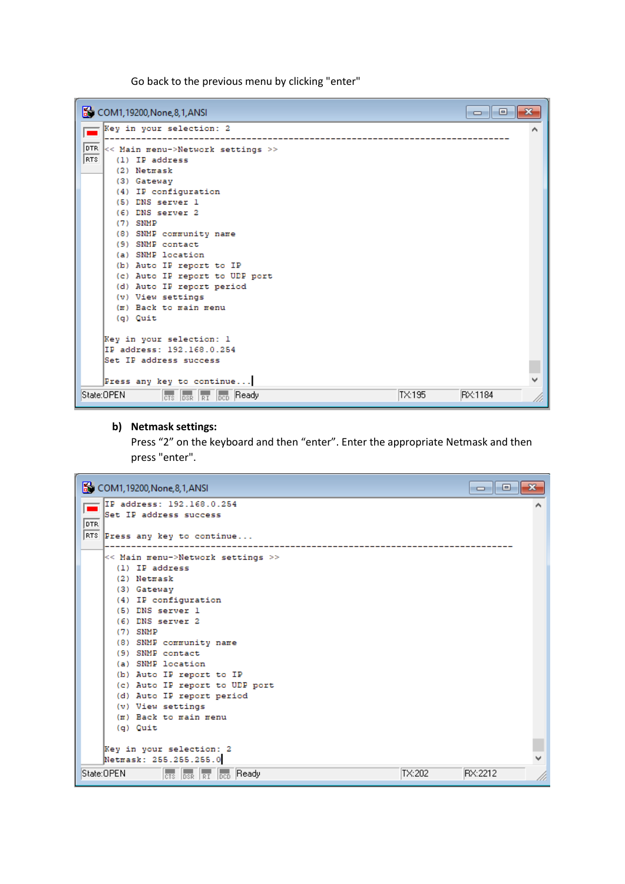Go back to the previous menu by clicking "enter"

```
COM1,19200,None,8,1,ANSI

Key in your selection: 2
-----------------------------------------------------------------------------
<< Main menu->Network settings >>
  (1) IP address
  (2) Netmask
  (3) Gateway
  (4) IP configuration
  (5) DNS server 1
  (6) DNS server 2
  (7) SNMP
  (8) SNMP community name
  (9) SNMP contact
  (a) SNMP location
  (b) Auto IP report to IP
  (c) Auto IP report to UDP port
  (d) Auto IP report period
  (v) View settings
  (m) Back to main menu
  (q) Quit

Key in your selection: 1
IP address: 192.168.0.254
Set IP address success

Press any key to continue...

State:OPEN   CTS DSR RI DCD   Ready   TX:195   RX:1184
```

**b) Netmask settings:**

Press “2” on the keyboard and then “enter”. Enter the appropriate Netmask and then press "enter".

```
COM1,19200,None,8,1,ANSI

IP address: 192.168.0.254
Set IP address success

Press any key to continue...
-----------------------------------------------------------------------------
<< Main menu->Network settings >>
  (1) IP address
  (2) Netmask
  (3) Gateway
  (4) IP configuration
  (5) DNS server 1
  (6) DNS server 2
  (7) SNMP
  (8) SNMP community name
  (9) SNMP contact
  (a) SNMP location
  (b) Auto IP report to IP
  (c) Auto IP report to UDP port
  (d) Auto IP report period
  (v) View settings
  (m) Back to main menu
  (q) Quit

Key in your selection: 2
Netmask: 255.255.255.0

State:OPEN   CTS DSR RI DCD   Ready   TX:202   RX:2212
```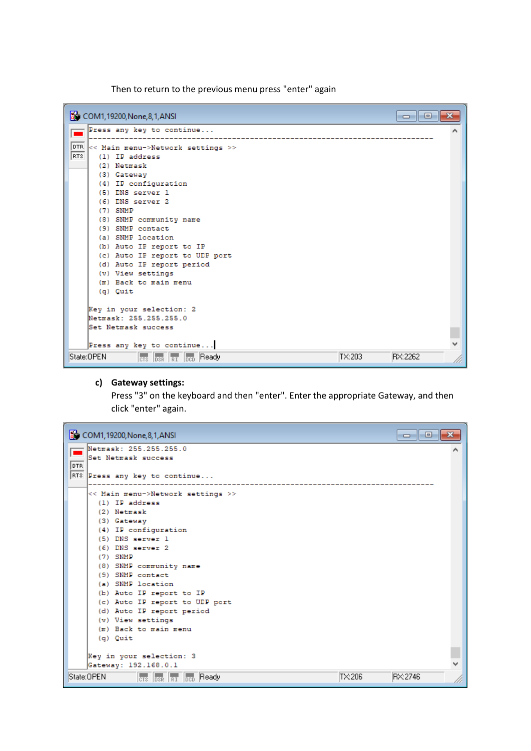Then to return to the previous menu press "enter" again

```
COM1,19200,None,8,1,ANSI

Press any key to continue...
------------------------------------------------------------------------------
<< Main menu->Network settings >>
  (1) IP address
  (2) Netmask
  (3) Gateway
  (4) IP configuration
  (5) DNS server 1
  (6) DNS server 2
  (7) SNMP
  (8) SNMP community name
  (9) SNMP contact
  (a) SNMP location
  (b) Auto IP report to IP
  (c) Auto IP report to UDP port
  (d) Auto IP report period
  (v) View settings
  (m) Back to main menu
  (q) Quit

Key in your selection: 2
Netmask: 255.255.255.0
Set Netmask success

Press any key to continue...

State:OPEN   CTS DSR RI DCD   Ready   TX:203   RX:2262
```

c) **Gateway settings:**

Press "3" on the keyboard and then "enter". Enter the appropriate Gateway, and then click "enter" again.

```
COM1,19200,None,8,1,ANSI

Netmask: 255.255.255.0
Set Netmask success

Press any key to continue...
------------------------------------------------------------------------------
<< Main menu->Network settings >>
  (1) IP address
  (2) Netmask
  (3) Gateway
  (4) IP configuration
  (5) DNS server 1
  (6) DNS server 2
  (7) SNMP
  (8) SNMP community name
  (9) SNMP contact
  (a) SNMP location
  (b) Auto IP report to IP
  (c) Auto IP report to UDP port
  (d) Auto IP report period
  (v) View settings
  (m) Back to main menu
  (q) Quit

Key in your selection: 3
Gateway: 192.168.0.1

State:OPEN   CTS DSR RI DCD   Ready   TX:206   RX:2746
```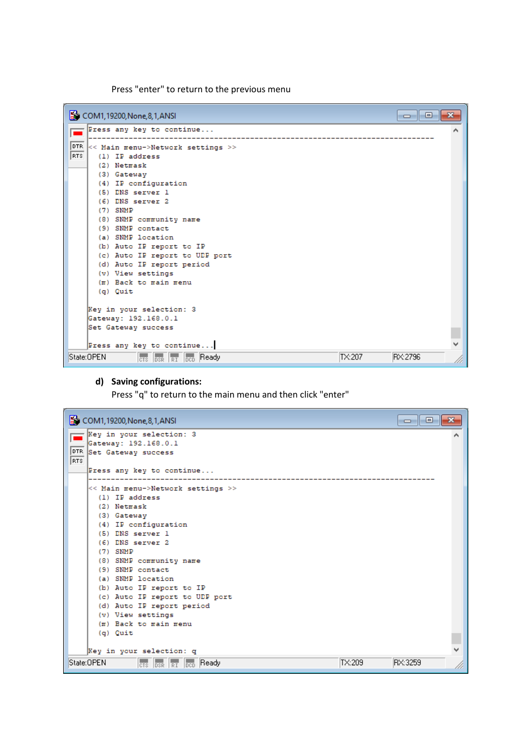Press "enter" to return to the previous menu

```
COM1,19200,None,8,1,ANSI
Press any key to continue...
------------------------------------------------------------------------------
<< Main menu->Network settings >>
  (1) IP address
  (2) Netmask
  (3) Gateway
  (4) IP configuration
  (5) DNS server 1
  (6) DNS server 2
  (7) SNMP
  (8) SNMP community name
  (9) SNMP contact
  (a) SNMP location
  (b) Auto IP report to IP
  (c) Auto IP report to UDP port
  (d) Auto IP report period
  (v) View settings
  (m) Back to main menu
  (q) Quit

Key in your selection: 3
Gateway: 192.168.0.1
Set Gateway success

Press any key to continue...
State:OPEN    CTS DSR RI DCD  Ready    TX:207    RX:2796
```

**d) Saving configurations:**

Press "q" to return to the main menu and then click "enter"

```
COM1,19200,None,8,1,ANSI
Key in your selection: 3
Gateway: 192.168.0.1
Set Gateway success

Press any key to continue...
------------------------------------------------------------------------------
<< Main menu->Network settings >>
  (1) IP address
  (2) Netmask
  (3) Gateway
  (4) IP configuration
  (5) DNS server 1
  (6) DNS server 2
  (7) SNMP
  (8) SNMP community name
  (9) SNMP contact
  (a) SNMP location
  (b) Auto IP report to IP
  (c) Auto IP report to UDP port
  (d) Auto IP report period
  (v) View settings
  (m) Back to main menu
  (q) Quit

Key in your selection: q
State:OPEN    CTS DSR RI DCD  Ready    TX:209    RX:3259
```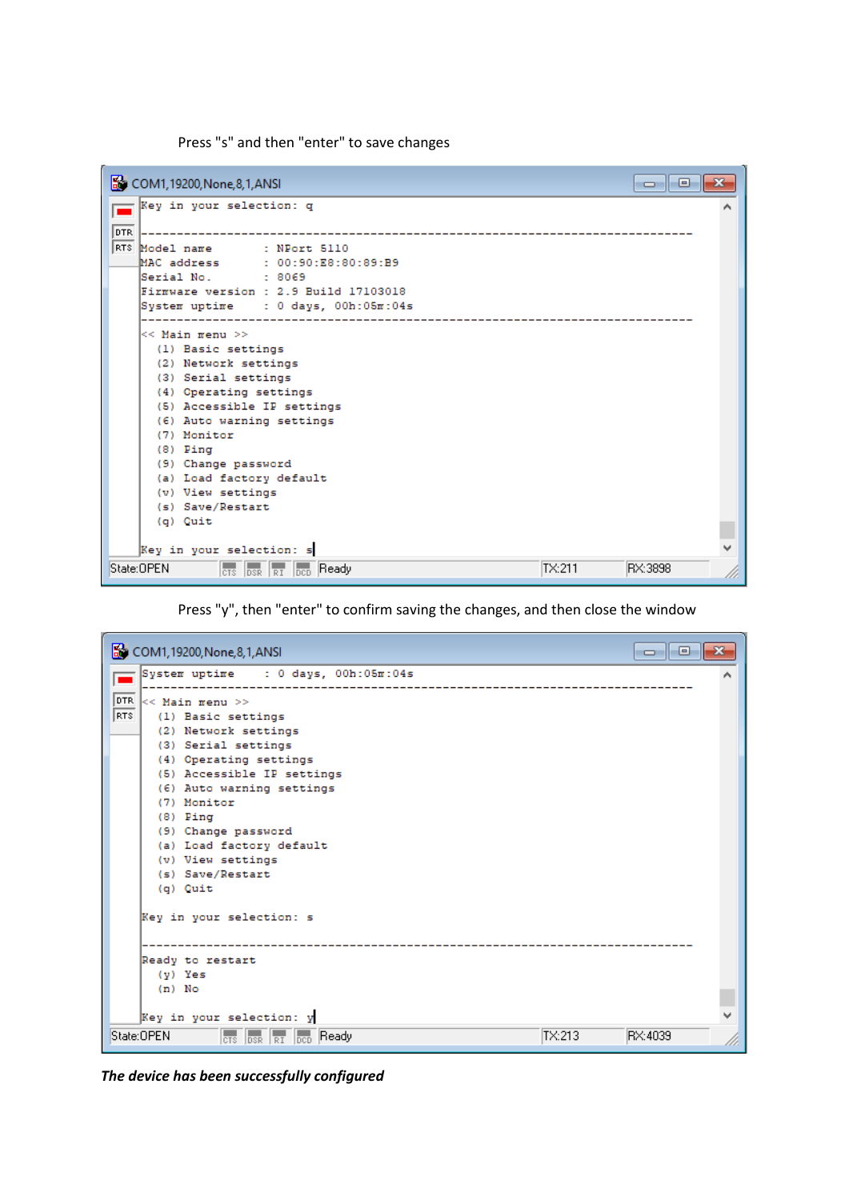Press "s" and then "enter" to save changes

```
COM1,19200,None,8,1,ANSI

Key in your selection: q

--------------------------------------------------------------------------------
Model name       : NPort 5110
MAC address      : 00:90:E8:80:89:B9
Serial No.       : 8069
Firmware version : 2.9 Build 17103018
System uptime    : 0 days, 00h:05m:04s
--------------------------------------------------------------------------------
<< Main menu >>
  (1) Basic settings
  (2) Network settings
  (3) Serial settings
  (4) Operating settings
  (5) Accessible IP settings
  (6) Auto warning settings
  (7) Monitor
  (8) Ping
  (9) Change password
  (a) Load factory default
  (v) View settings
  (s) Save/Restart
  (q) Quit

Key in your selection: s

State:OPEN   CTS DSR RI DCD   Ready   TX:211   RX:3898
```

Press "y", then "enter" to confirm saving the changes, and then close the window

```
COM1,19200,None,8,1,ANSI

System uptime    : 0 days, 00h:05m:04s
--------------------------------------------------------------------------------
<< Main menu >>
  (1) Basic settings
  (2) Network settings
  (3) Serial settings
  (4) Operating settings
  (5) Accessible IP settings
  (6) Auto warning settings
  (7) Monitor
  (8) Ping
  (9) Change password
  (a) Load factory default
  (v) View settings
  (s) Save/Restart
  (q) Quit

Key in your selection: s

--------------------------------------------------------------------------------
Ready to restart
  (y) Yes
  (n) No

Key in your selection: y

State:OPEN   CTS DSR RI DCD   Ready   TX:213   RX:4039
```

***The device has been successfully configured***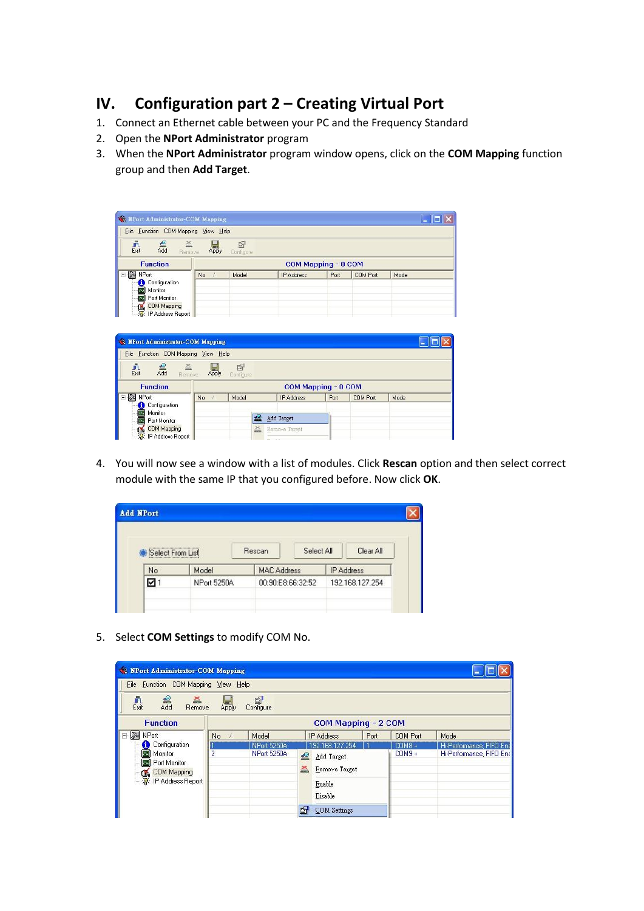# IV. Configuration part 2 – Creating Virtual Port

1. Connect an Ethernet cable between your PC and the Frequency Standard
2. Open the **NPort Administrator** program
3. When the **NPort Administrator** program window opens, click on the **COM Mapping** function group and then **Add Target**.
4. You will now see a window with a list of modules. Click **Rescan** option and then select correct module with the same IP that you configured before. Now click **OK**.
5. Select **COM Settings** to modify COM No.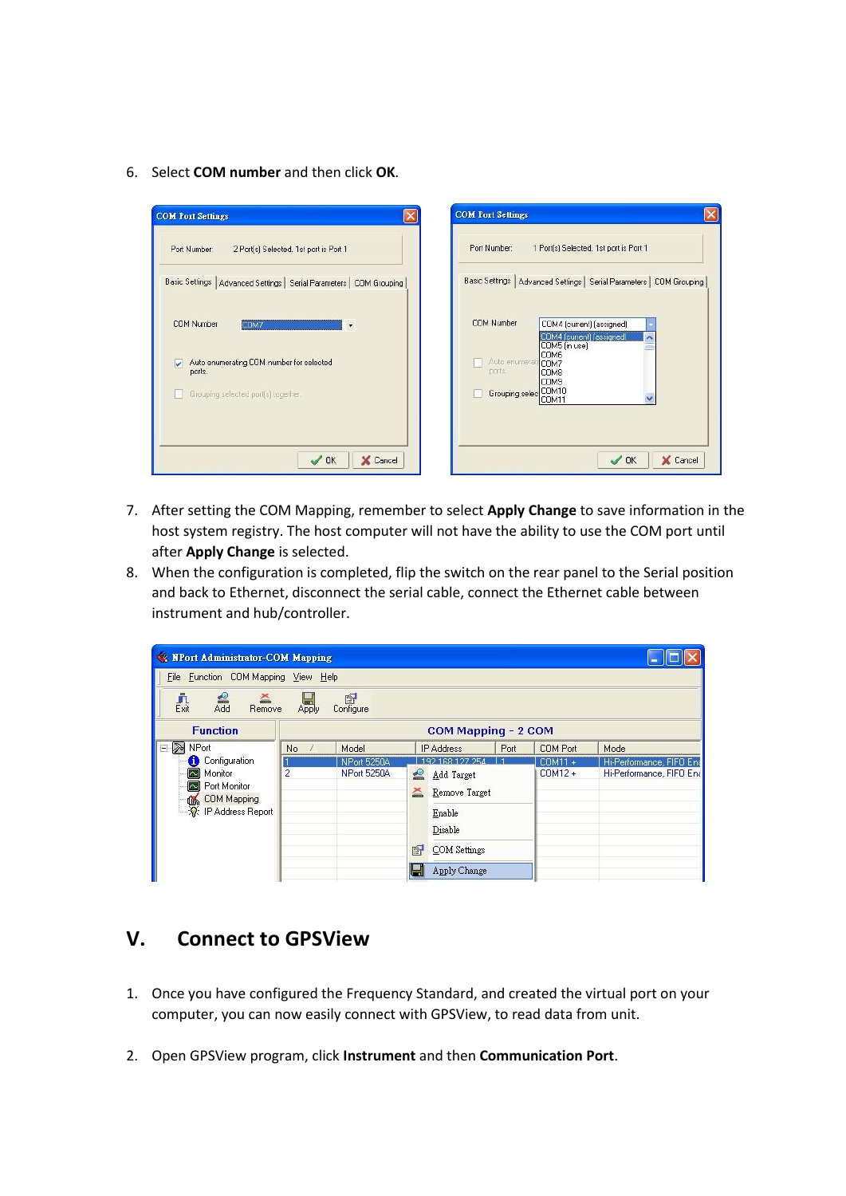6. Select **COM number** and then click **OK**.

7. After setting the COM Mapping, remember to select **Apply Change** to save information in the host system registry. The host computer will not have the ability to use the COM port until after **Apply Change** is selected.
8. When the configuration is completed, flip the switch on the rear panel to the Serial position and back to Ethernet, disconnect the serial cable, connect the Ethernet cable between instrument and hub/controller.

## V. Connect to GPSView

1. Once you have configured the Frequency Standard, and created the virtual port on your computer, you can now easily connect with GPSView, to read data from unit.

2. Open GPSView program, click **Instrument** and then **Communication Port**.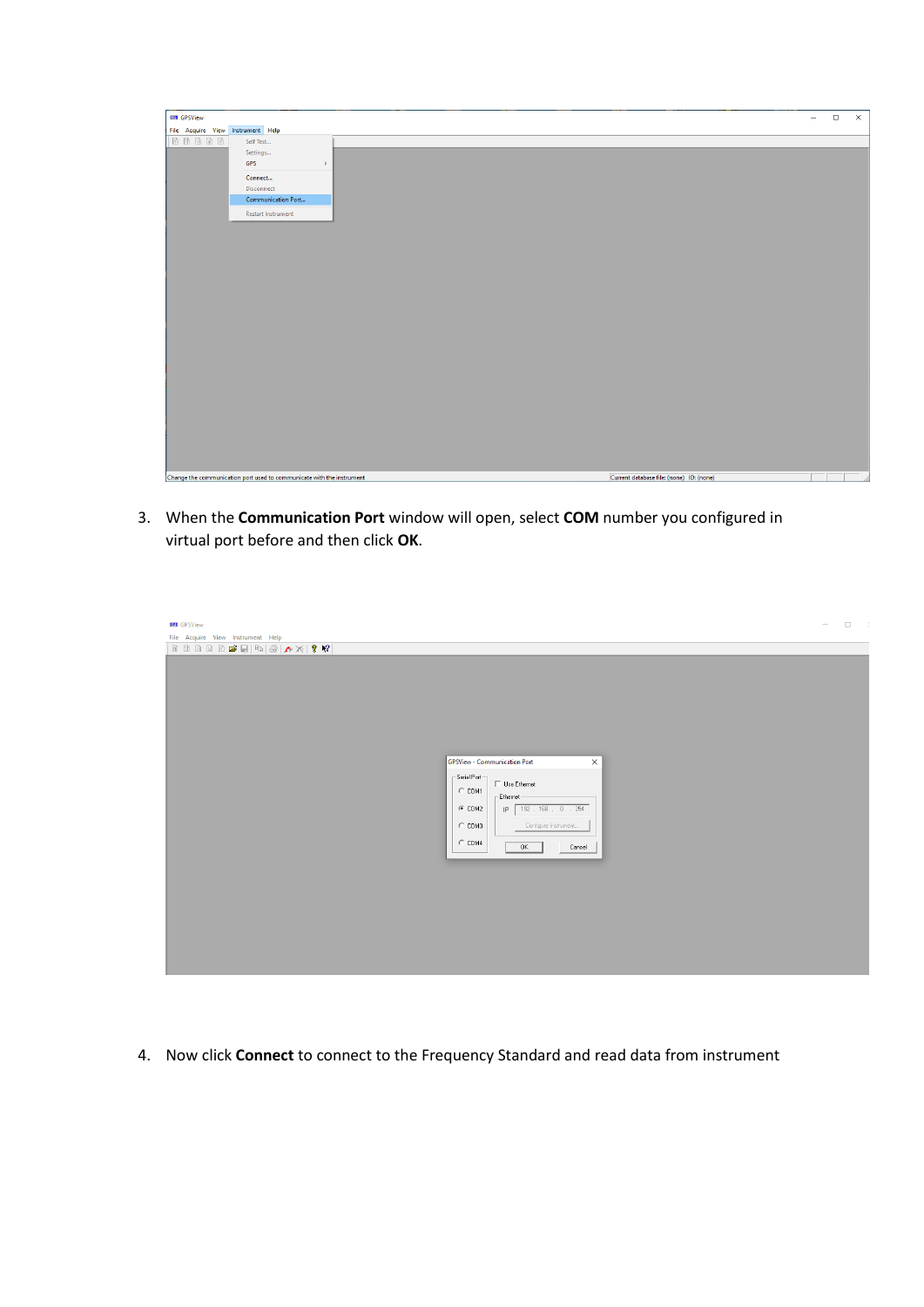3. When the **Communication Port** window will open, select **COM** number you configured in virtual port before and then click **OK**.

4. Now click **Connect** to connect to the Frequency Standard and read data from instrument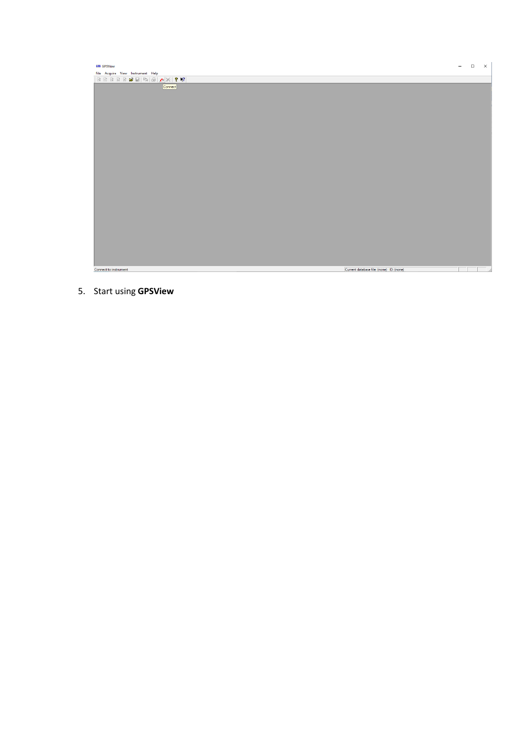5. Start using **GPSView**